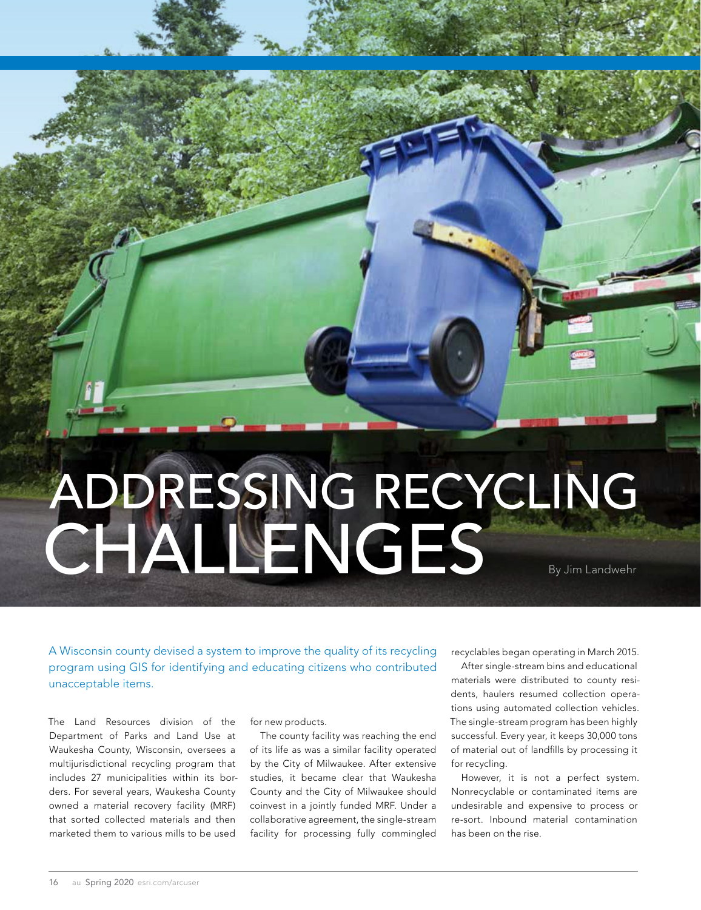# ADDRESSING RECYCLING CHALLENGES

By Jim Landwehr

A Wisconsin county devised a system to improve the quality of its recycling program using GIS for identifying and educating citizens who contributed unacceptable items.

The Land Resources division of the Department of Parks and Land Use at Waukesha County, Wisconsin, oversees a multijurisdictional recycling program that includes 27 municipalities within its borders. For several years, Waukesha County owned a material recovery facility (MRF) that sorted collected materials and then marketed them to various mills to be used for new products.

The county facility was reaching the end of its life as was a similar facility operated by the City of Milwaukee. After extensive studies, it became clear that Waukesha County and the City of Milwaukee should coinvest in a jointly funded MRF. Under a collaborative agreement, the single-stream facility for processing fully commingled recyclables began operating in March 2015.

After single-stream bins and educational materials were distributed to county residents, haulers resumed collection operations using automated collection vehicles. The single-stream program has been highly successful. Every year, it keeps 30,000 tons of material out of landfills by processing it for recycling.

However, it is not a perfect system. Nonrecyclable or contaminated items are undesirable and expensive to process or re-sort. Inbound material contamination has been on the rise.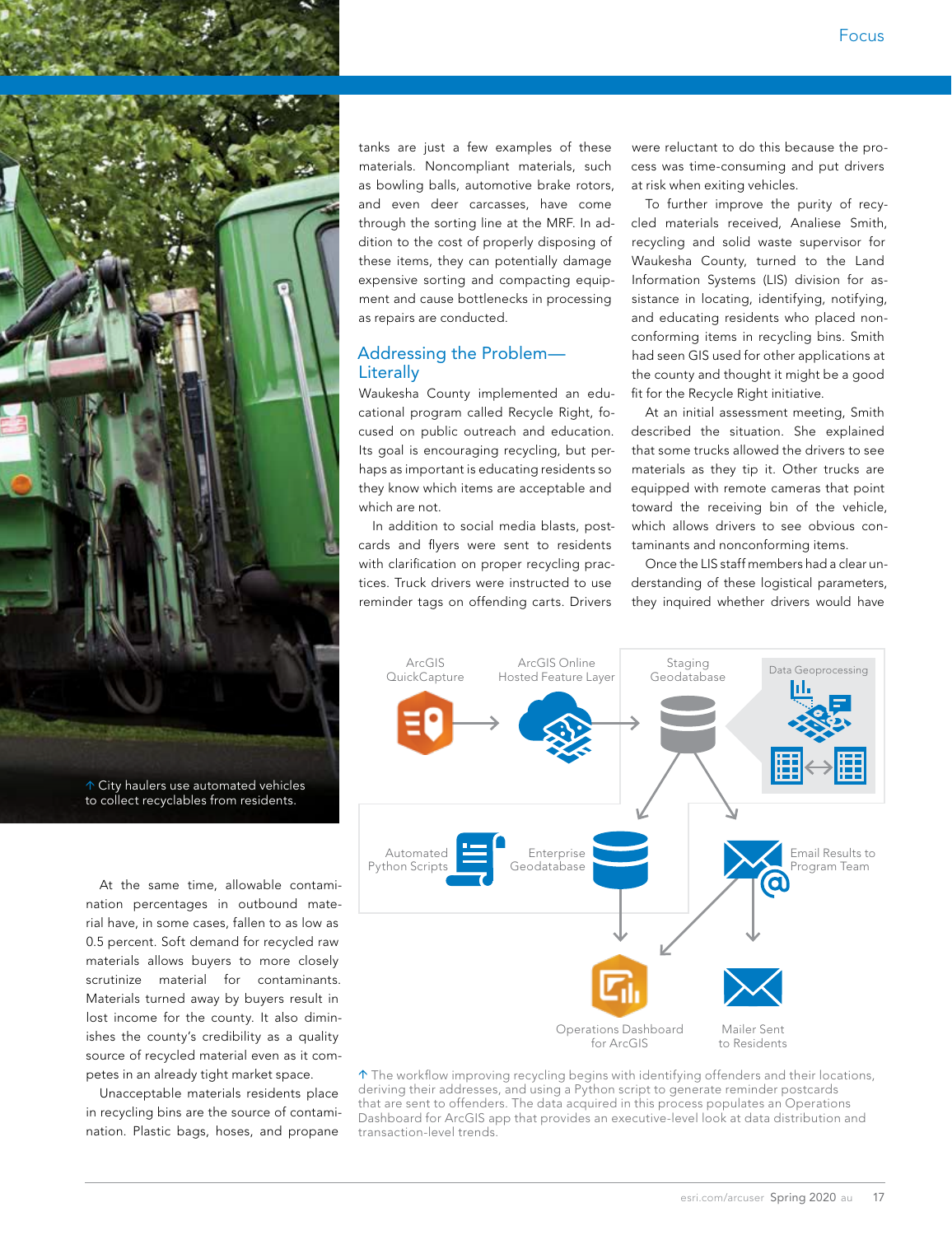↑ City haulers use automated vehicles to collect recyclables from residents.

At the same time, allowable contamination percentages in outbound material have, in some cases, fallen to as low as 0.5 percent. Soft demand for recycled raw materials allows buyers to more closely scrutinize material for contaminants. Materials turned away by buyers result in lost income for the county. It also diminishes the county's credibility as a quality source of recycled material even as it competes in an already tight market space.

Unacceptable materials residents place in recycling bins are the source of contamination. Plastic bags, hoses, and propane tanks are just a few examples of these materials. Noncompliant materials, such as bowling balls, automotive brake rotors, and even deer carcasses, have come through the sorting line at the MRF. In addition to the cost of properly disposing of these items, they can potentially damage expensive sorting and compacting equipment and cause bottlenecks in processing as repairs are conducted.

## Addressing the Problem—Literally

Waukesha County implemented an educational program called Recycle Right, focused on public outreach and education. Its goal is encouraging recycling, but perhaps as important is educating residents so they know which items are acceptable and which are not.

In addition to social media blasts, postcards and flyers were sent to residents with clarification on proper recycling practices. Truck drivers were instructed to use reminder tags on offending carts. Drivers were reluctant to do this because the process was time-consuming and put drivers at risk when exiting vehicles.

To further improve the purity of recycled materials received, Analiese Smith, recycling and solid waste supervisor for Waukesha County, turned to the Land Information Systems (LIS) division for assistance in locating, identifying, notifying, and educating residents who placed nonconforming items in recycling bins. Smith had seen GIS used for other applications at the county and thought it might be a good fit for the Recycle Right initiative.

At an initial assessment meeting, Smith described the situation. She explained that some trucks allowed the drivers to see materials as they tip it. Other trucks are equipped with remote cameras that point toward the receiving bin of the vehicle, which allows drivers to see obvious contaminants and nonconforming items.

Once the LIS staff members had a clear understanding of these logistical parameters, they inquired whether drivers would have

ArcGIS QuickCapture → ArcGIS Online Hosted Feature Layer → Staging Geodatabase ← Data Geoprocessing

Automated Python Scripts — Enterprise Geodatabase — Email Results to Program Team

Operations Dashboard for ArcGIS — Mailer Sent to Residents

↑ The workflow improving recycling begins with identifying offenders and their locations, deriving their addresses, and using a Python script to generate reminder postcards that are sent to offenders. The data acquired in this process populates an Operations Dashboard for ArcGIS app that provides an executive-level look at data distribution and transaction-level trends.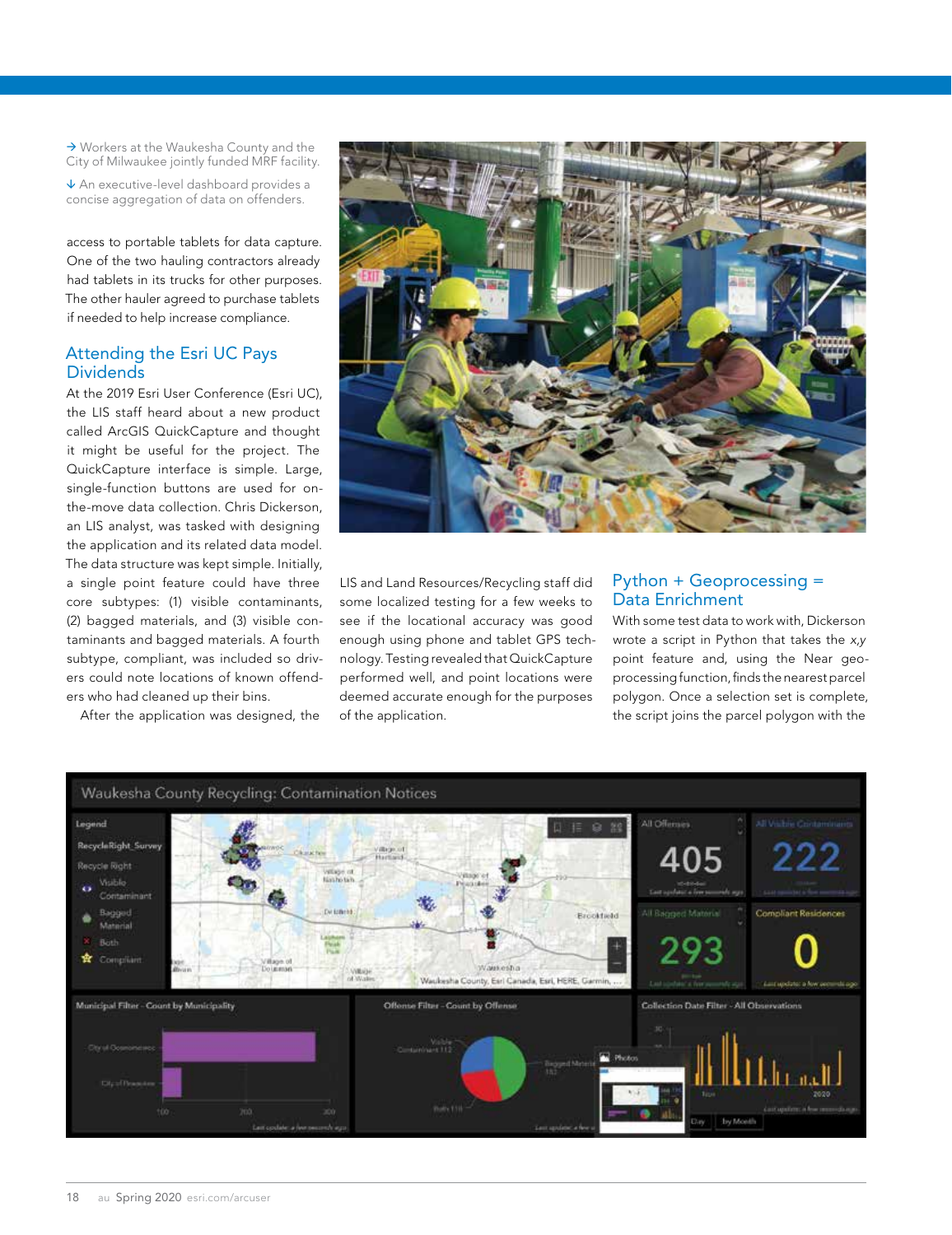→ Workers at the Waukesha County and the City of Milwaukee jointly funded MRF facility.

↓ An executive-level dashboard provides a concise aggregation of data on offenders.

access to portable tablets for data capture. One of the two hauling contractors already had tablets in its trucks for other purposes. The other hauler agreed to purchase tablets if needed to help increase compliance.

## Attending the Esri UC Pays Dividends

At the 2019 Esri User Conference (Esri UC), the LIS staff heard about a new product called ArcGIS QuickCapture and thought it might be useful for the project. The QuickCapture interface is simple. Large, single-function buttons are used for on-the-move data collection. Chris Dickerson, an LIS analyst, was tasked with designing the application and its related data model. The data structure was kept simple. Initially, a single point feature could have three core subtypes: (1) visible contaminants, (2) bagged materials, and (3) visible contaminants and bagged materials. A fourth subtype, compliant, was included so drivers could note locations of known offenders who had cleaned up their bins.

After the application was designed, the LIS and Land Resources/Recycling staff did some localized testing for a few weeks to see if the locational accuracy was good enough using phone and tablet GPS technology. Testing revealed that QuickCapture performed well, and point locations were deemed accurate enough for the purposes of the application.

## Python + Geoprocessing = Data Enrichment

With some test data to work with, Dickerson wrote a script in Python that takes the *x,y* point feature and, using the Near geoprocessing function, finds the nearest parcel polygon. Once a selection set is complete, the script joins the parcel polygon with the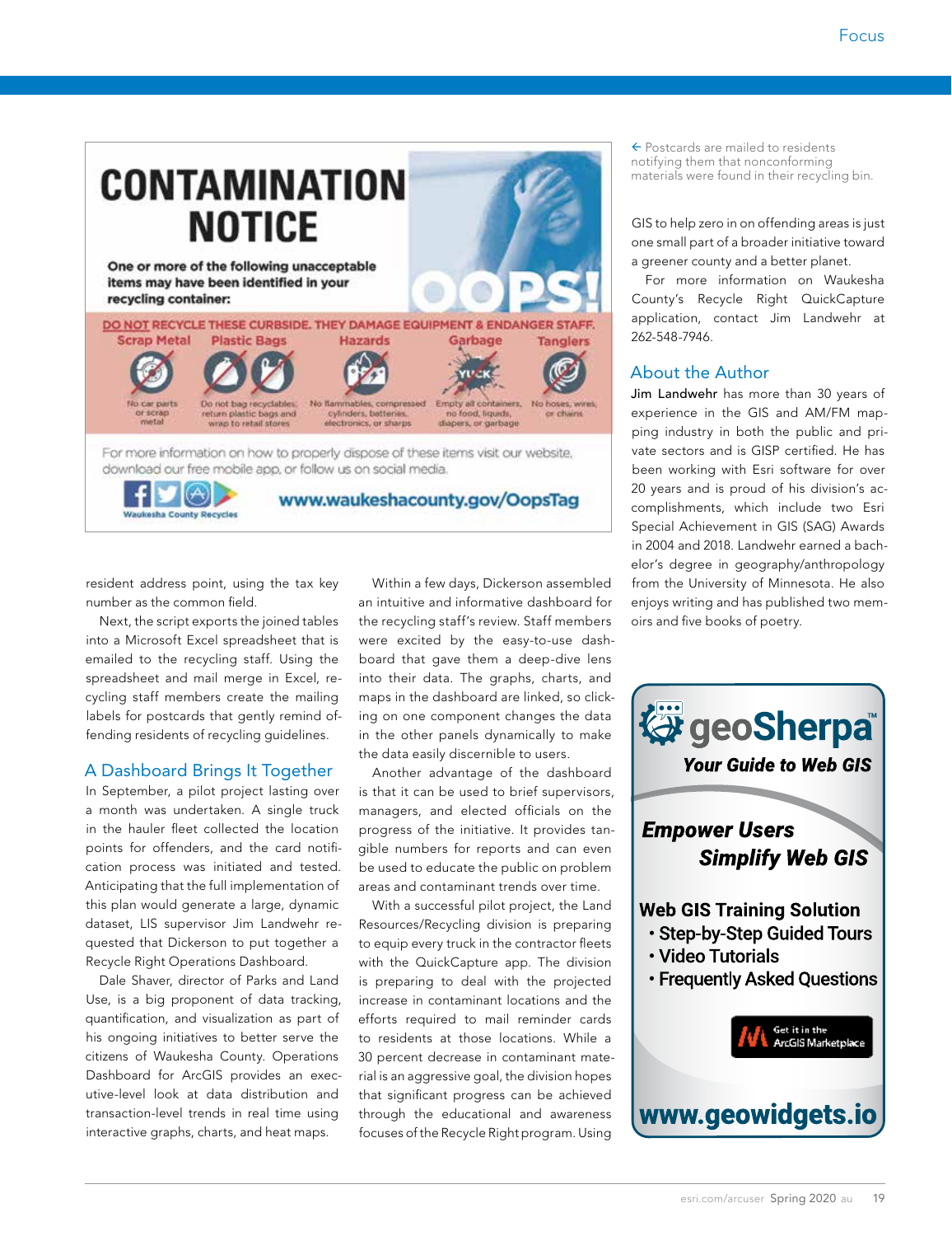← Postcards are mailed to residents notifying them that nonconforming materials were found in their recycling bin.

resident address point, using the tax key number as the common field.

Next, the script exports the joined tables into a Microsoft Excel spreadsheet that is emailed to the recycling staff. Using the spreadsheet and mail merge in Excel, recycling staff members create the mailing labels for postcards that gently remind offending residents of recycling guidelines.

## A Dashboard Brings It Together

In September, a pilot project lasting over a month was undertaken. A single truck in the hauler fleet collected the location points for offenders, and the card notification process was initiated and tested. Anticipating that the full implementation of this plan would generate a large, dynamic dataset, LIS supervisor Jim Landwehr requested that Dickerson to put together a Recycle Right Operations Dashboard.

Dale Shaver, director of Parks and Land Use, is a big proponent of data tracking, quantification, and visualization as part of his ongoing initiatives to better serve the citizens of Waukesha County. Operations Dashboard for ArcGIS provides an executive-level look at data distribution and transaction-level trends in real time using interactive graphs, charts, and heat maps.

Within a few days, Dickerson assembled an intuitive and informative dashboard for the recycling staff's review. Staff members were excited by the easy-to-use dashboard that gave them a deep-dive lens into their data. The graphs, charts, and maps in the dashboard are linked, so clicking on one component changes the data in the other panels dynamically to make the data easily discernible to users.

Another advantage of the dashboard is that it can be used to brief supervisors, managers, and elected officials on the progress of the initiative. It provides tangible numbers for reports and can even be used to educate the public on problem areas and contaminant trends over time.

With a successful pilot project, the Land Resources/Recycling division is preparing to equip every truck in the contractor fleets with the QuickCapture app. The division is preparing to deal with the projected increase in contaminant locations and the efforts required to mail reminder cards to residents at those locations. While a 30 percent decrease in contaminant material is an aggressive goal, the division hopes that significant progress can be achieved through the educational and awareness focuses of the Recycle Right program. Using GIS to help zero in on offending areas is just one small part of a broader initiative toward a greener county and a better planet.

For more information on Waukesha County's Recycle Right QuickCapture application, contact Jim Landwehr at 262-548-7946.

## About the Author

**Jim Landwehr** has more than 30 years of experience in the GIS and AM/FM mapping industry in both the public and private sectors and is GISP certified. He has been working with Esri software for over 20 years and is proud of his division's accomplishments, which include two Esri Special Achievement in GIS (SAG) Awards in 2004 and 2018. Landwehr earned a bachelor's degree in geography/anthropology from the University of Minnesota. He also enjoys writing and has published two memoirs and five books of poetry.